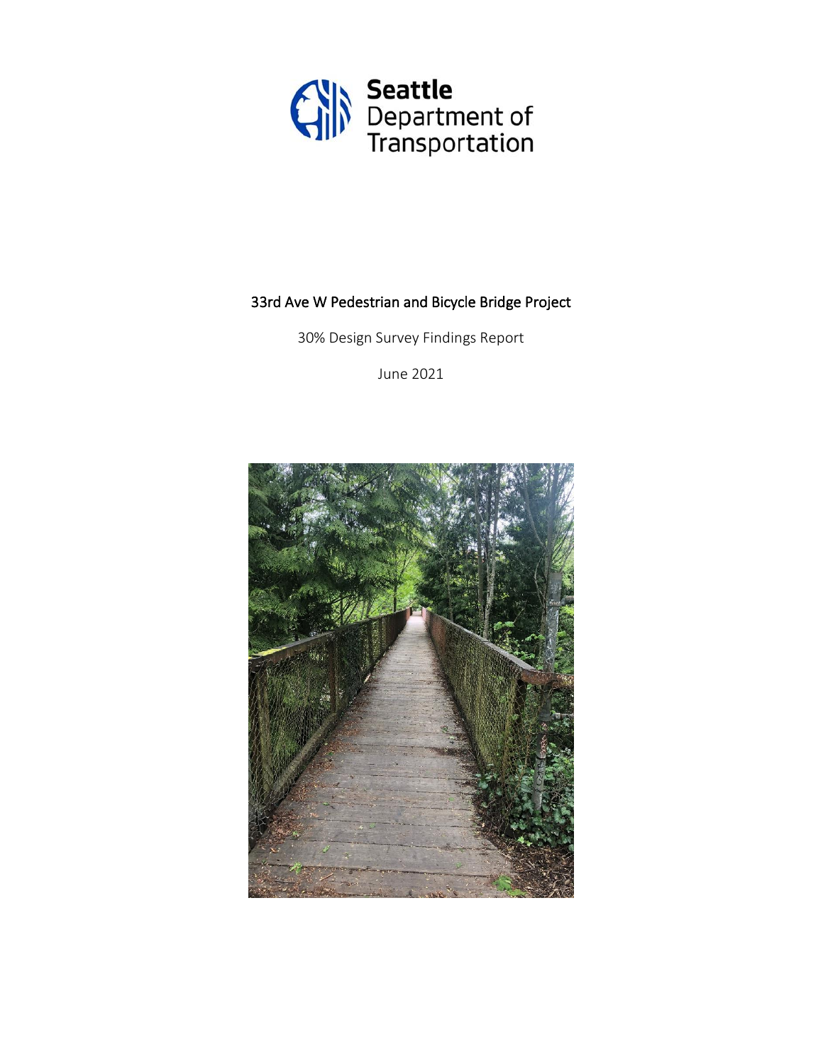Seattle Department of Transportation

# 33rd Ave W Pedestrian and Bicycle Bridge Project

30% Design Survey Findings Report

June 2021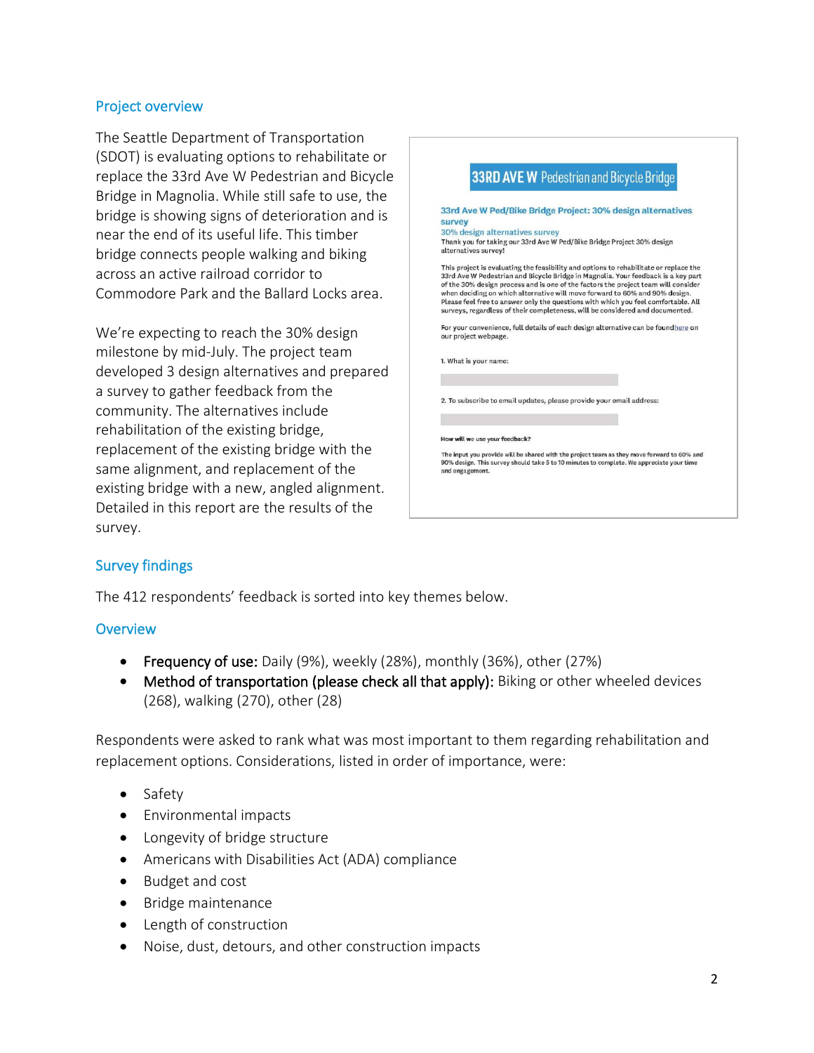## Project overview

The Seattle Department of Transportation (SDOT) is evaluating options to rehabilitate or replace the 33rd Ave W Pedestrian and Bicycle Bridge in Magnolia. While still safe to use, the bridge is showing signs of deterioration and is near the end of its useful life. This timber bridge connects people walking and biking across an active railroad corridor to Commodore Park and the Ballard Locks area.

We're expecting to reach the 30% design milestone by mid-July. The project team developed 3 design alternatives and prepared a survey to gather feedback from the community. The alternatives include rehabilitation of the existing bridge, replacement of the existing bridge with the same alignment, and replacement of the existing bridge with a new, angled alignment. Detailed in this report are the results of the survey.

## Survey findings

The 412 respondents' feedback is sorted into key themes below.

### Overview

- **Frequency of use:** Daily (9%), weekly (28%), monthly (36%), other (27%)
- **Method of transportation (please check all that apply):** Biking or other wheeled devices (268), walking (270), other (28)

Respondents were asked to rank what was most important to them regarding rehabilitation and replacement options. Considerations, listed in order of importance, were:

- Safety
- Environmental impacts
- Longevity of bridge structure
- Americans with Disabilities Act (ADA) compliance
- Budget and cost
- Bridge maintenance
- Length of construction
- Noise, dust, detours, and other construction impacts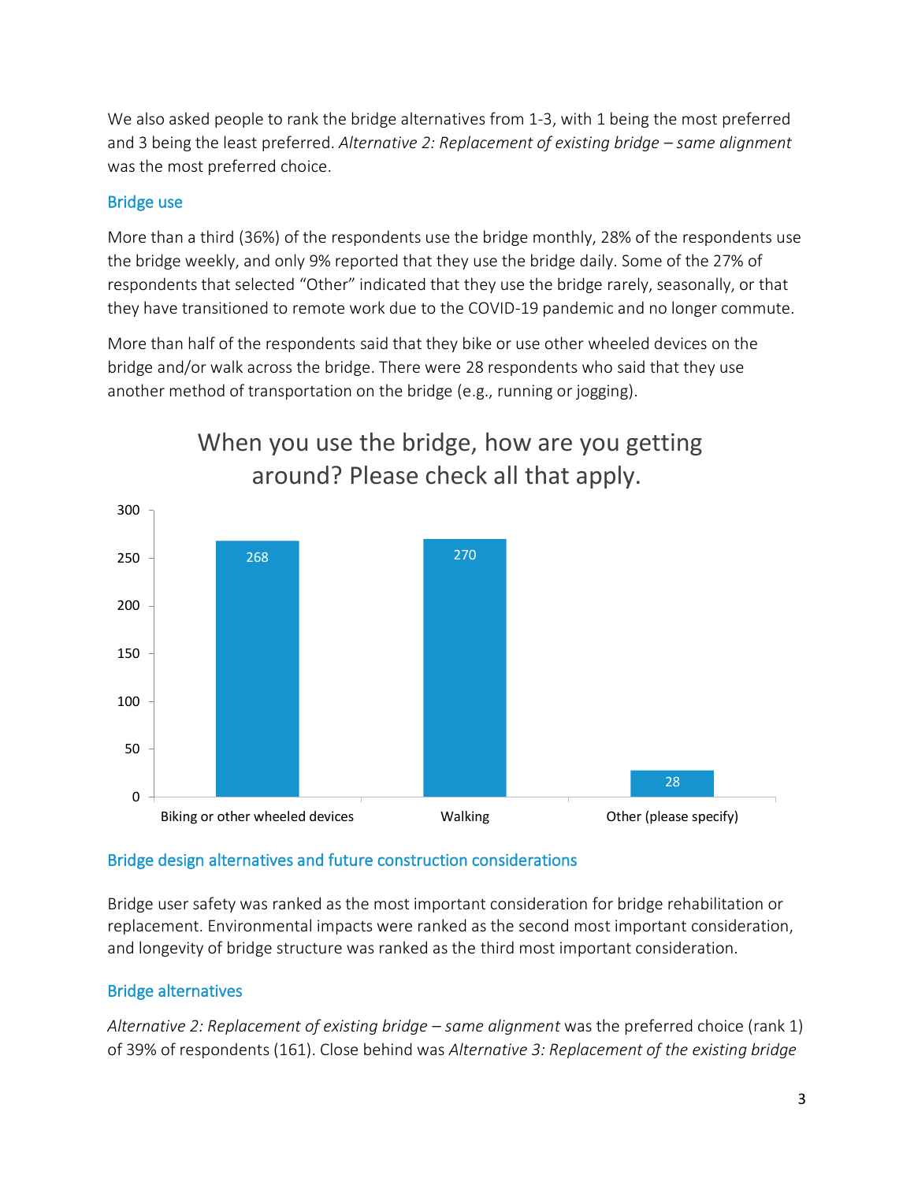We also asked people to rank the bridge alternatives from 1-3, with 1 being the most preferred and 3 being the least preferred. *Alternative 2: Replacement of existing bridge – same alignment* was the most preferred choice.

### Bridge use

More than a third (36%) of the respondents use the bridge monthly, 28% of the respondents use the bridge weekly, and only 9% reported that they use the bridge daily. Some of the 27% of respondents that selected "Other" indicated that they use the bridge rarely, seasonally, or that they have transitioned to remote work due to the COVID-19 pandemic and no longer commute.

More than half of the respondents said that they bike or use other wheeled devices on the bridge and/or walk across the bridge. There were 28 respondents who said that they use another method of transportation on the bridge (e.g., running or jogging).

**When you use the bridge, how are you getting around? Please check all that apply.**

| Mode | Respondents |
|---|---|
| Biking or other wheeled devices | 268 |
| Walking | 270 |
| Other (please specify) | 28 |

### Bridge design alternatives and future construction considerations

Bridge user safety was ranked as the most important consideration for bridge rehabilitation or replacement. Environmental impacts were ranked as the second most important consideration, and longevity of bridge structure was ranked as the third most important consideration.

### Bridge alternatives

*Alternative 2: Replacement of existing bridge – same alignment* was the preferred choice (rank 1) of 39% of respondents (161). Close behind was *Alternative 3: Replacement of the existing bridge*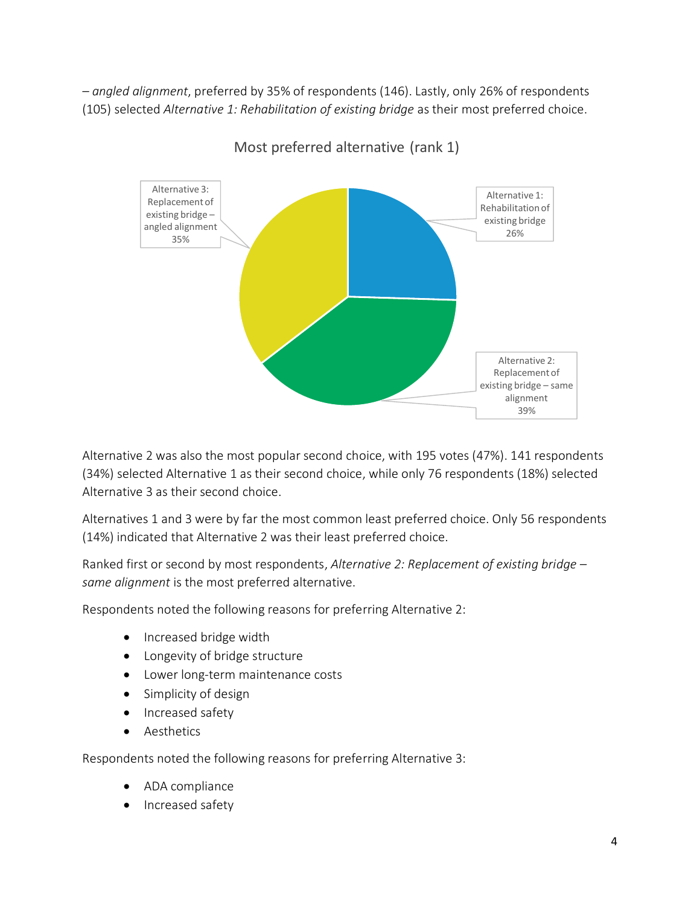– *angled alignment*, preferred by 35% of respondents (146). Lastly, only 26% of respondents (105) selected *Alternative 1: Rehabilitation of existing bridge* as their most preferred choice.

Most preferred alternative (rank 1)

Alternative 3: Replacement of existing bridge – angled alignment 35%

Alternative 1: Rehabilitation of existing bridge 26%

Alternative 2: Replacement of existing bridge – same alignment 39%

Alternative 2 was also the most popular second choice, with 195 votes (47%). 141 respondents (34%) selected Alternative 1 as their second choice, while only 76 respondents (18%) selected Alternative 3 as their second choice.

Alternatives 1 and 3 were by far the most common least preferred choice. Only 56 respondents (14%) indicated that Alternative 2 was their least preferred choice.

Ranked first or second by most respondents, *Alternative 2: Replacement of existing bridge – same alignment* is the most preferred alternative.

Respondents noted the following reasons for preferring Alternative 2:

- Increased bridge width
- Longevity of bridge structure
- Lower long-term maintenance costs
- Simplicity of design
- Increased safety
- Aesthetics

Respondents noted the following reasons for preferring Alternative 3:

- ADA compliance
- Increased safety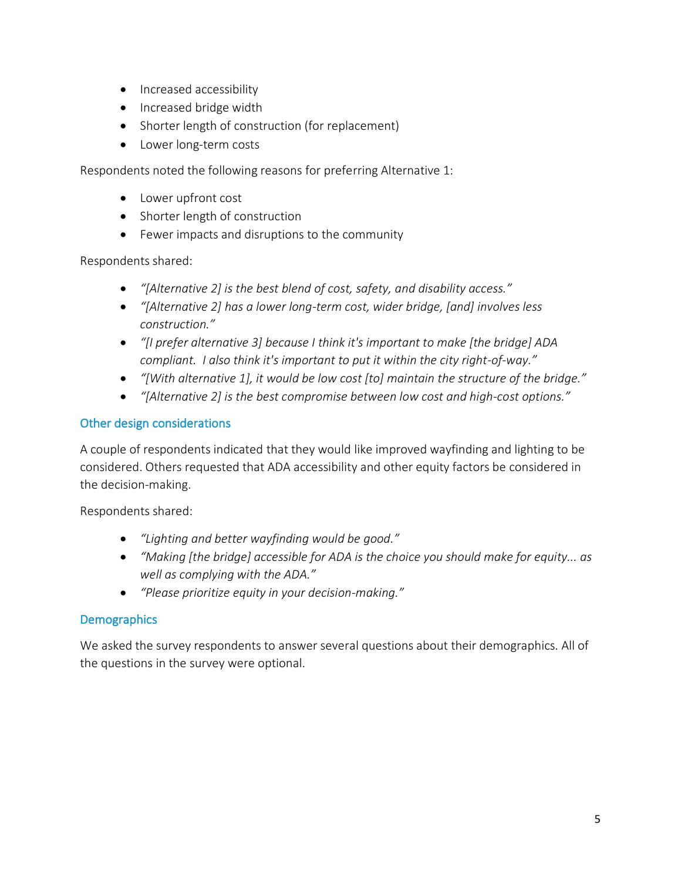- Increased accessibility
- Increased bridge width
- Shorter length of construction (for replacement)
- Lower long-term costs

Respondents noted the following reasons for preferring Alternative 1:

- Lower upfront cost
- Shorter length of construction
- Fewer impacts and disruptions to the community

Respondents shared:

- *"[Alternative 2] is the best blend of cost, safety, and disability access."*
- *"[Alternative 2] has a lower long-term cost, wider bridge, [and] involves less construction."*
- *"[I prefer alternative 3] because I think it's important to make [the bridge] ADA compliant. I also think it's important to put it within the city right-of-way."*
- *"[With alternative 1], it would be low cost [to] maintain the structure of the bridge."*
- *"[Alternative 2] is the best compromise between low cost and high-cost options."*

## Other design considerations

A couple of respondents indicated that they would like improved wayfinding and lighting to be considered. Others requested that ADA accessibility and other equity factors be considered in the decision-making.

Respondents shared:

- *"Lighting and better wayfinding would be good."*
- *"Making [the bridge] accessible for ADA is the choice you should make for equity... as well as complying with the ADA."*
- *"Please prioritize equity in your decision-making."*

## Demographics

We asked the survey respondents to answer several questions about their demographics. All of the questions in the survey were optional.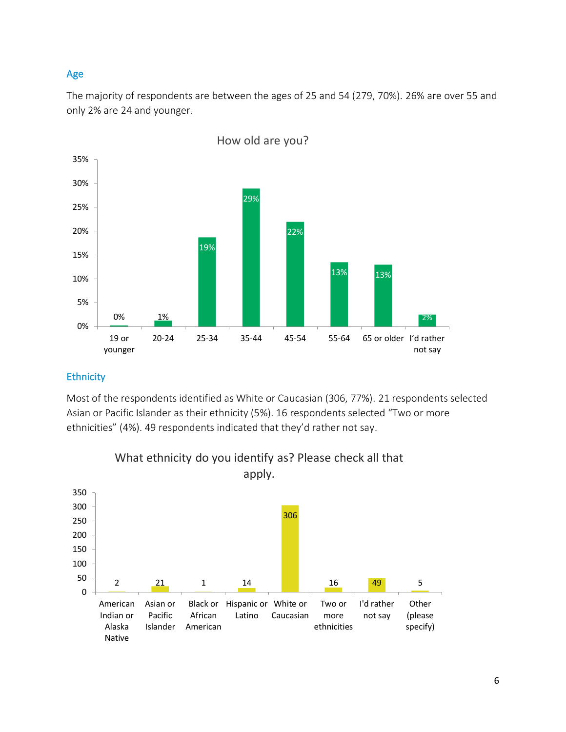## Age

The majority of respondents are between the ages of 25 and 54 (279, 70%). 26% are over 55 and only 2% are 24 and younger.

**How old are you?**

| Age | Percent |
|---|---|
| 19 or younger | 0% |
| 20-24 | 1% |
| 25-34 | 19% |
| 35-44 | 29% |
| 45-54 | 22% |
| 55-64 | 13% |
| 65 or older | 13% |
| I'd rather not say | 2% |

## Ethnicity

Most of the respondents identified as White or Caucasian (306, 77%). 21 respondents selected Asian or Pacific Islander as their ethnicity (5%). 16 respondents selected "Two or more ethnicities" (4%). 49 respondents indicated that they'd rather not say.

**What ethnicity do you identify as? Please check all that apply.**

| Ethnicity | Count |
|---|---|
| American Indian or Alaska Native | 2 |
| Asian or Pacific Islander | 21 |
| Black or African American | 1 |
| Hispanic or Latino | 14 |
| White or Caucasian | 306 |
| Two or more ethnicities | 16 |
| I'd rather not say | 49 |
| Other (please specify) | 5 |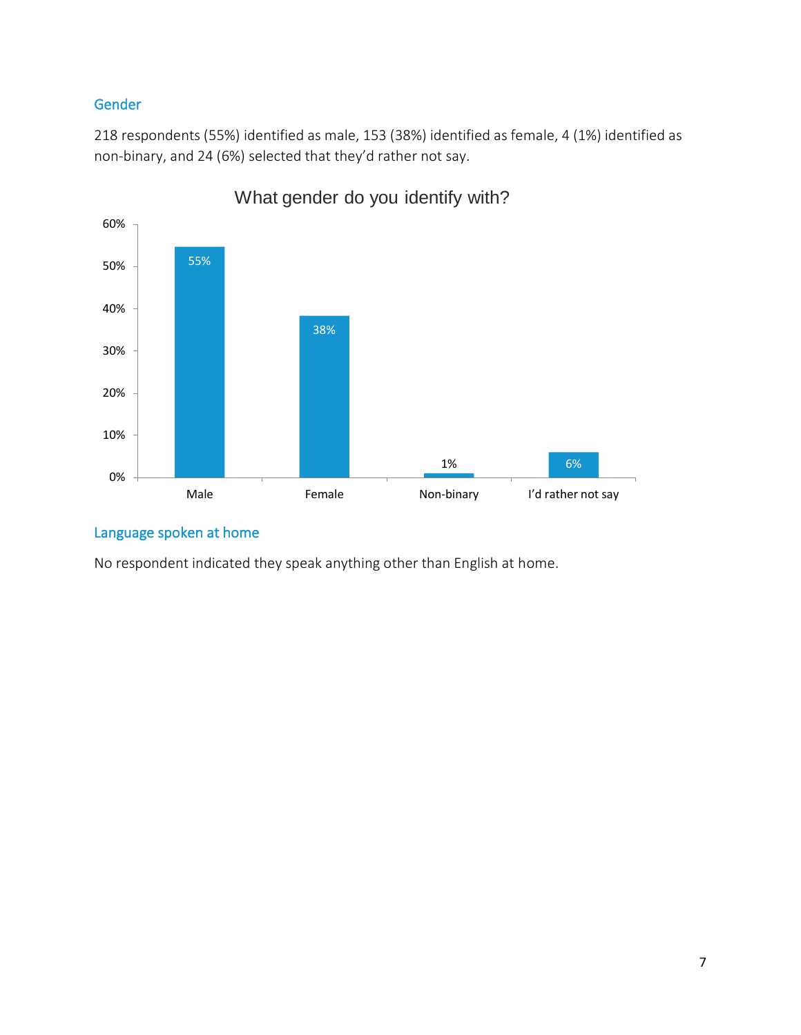## Gender

218 respondents (55%) identified as male, 153 (38%) identified as female, 4 (1%) identified as non-binary, and 24 (6%) selected that they'd rather not say.

What gender do you identify with?

60%
50%
40%
30%
20%
10%
0%

55%
38%
1%
6%

Male
Female
Non-binary
I'd rather not say

## Language spoken at home

No respondent indicated they speak anything other than English at home.